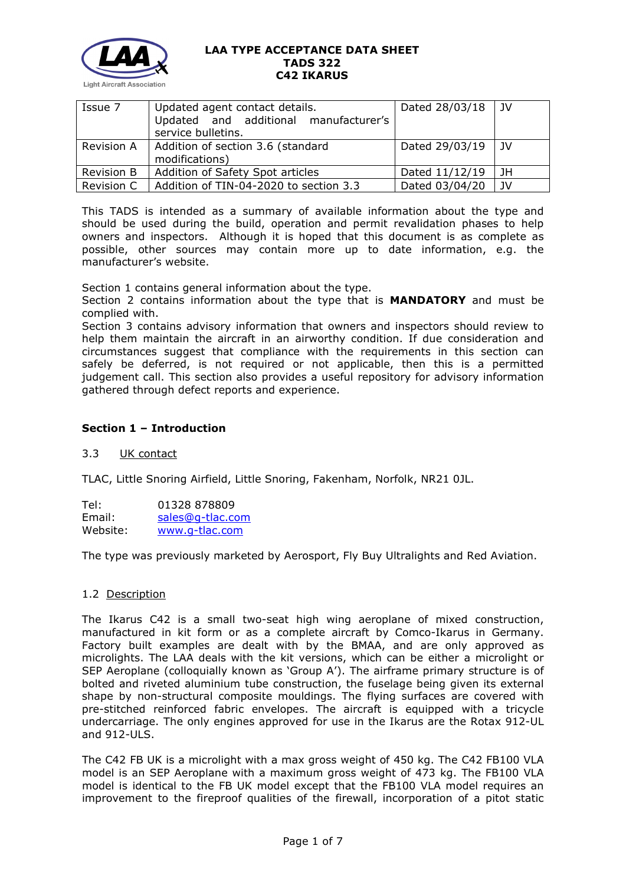# LAA TYPE ACCEPTANCE DATA SHEET
## TADS 322
## C42 IKARUS

| | | | |
|---|---|---|---|
| Issue 7 | Updated agent contact details. Updated and additional manufacturer's service bulletins. | Dated 28/03/18 | JV |
| Revision A | Addition of section 3.6 (standard modifications) | Dated 29/03/19 | JV |
| Revision B | Addition of Safety Spot articles | Dated 11/12/19 | JH |
| Revision C | Addition of TIN-04-2020 to section 3.3 | Dated 03/04/20 | JV |

This TADS is intended as a summary of available information about the type and should be used during the build, operation and permit revalidation phases to help owners and inspectors. Although it is hoped that this document is as complete as possible, other sources may contain more up to date information, e.g. the manufacturer's website.

Section 1 contains general information about the type.
Section 2 contains information about the type that is **MANDATORY** and must be complied with.
Section 3 contains advisory information that owners and inspectors should review to help them maintain the aircraft in an airworthy condition. If due consideration and circumstances suggest that compliance with the requirements in this section can safely be deferred, is not required or not applicable, then this is a permitted judgement call. This section also provides a useful repository for advisory information gathered through defect reports and experience.

### Section 1 – Introduction

3.3 UK contact

TLAC, Little Snoring Airfield, Little Snoring, Fakenham, Norfolk, NR21 0JL.

Tel: 01328 878809
Email: sales@g-tlac.com
Website: www.g-tlac.com

The type was previously marketed by Aerosport, Fly Buy Ultralights and Red Aviation.

1.2 Description

The Ikarus C42 is a small two-seat high wing aeroplane of mixed construction, manufactured in kit form or as a complete aircraft by Comco-Ikarus in Germany. Factory built examples are dealt with by the BMAA, and are only approved as microlights. The LAA deals with the kit versions, which can be either a microlight or SEP Aeroplane (colloquially known as 'Group A'). The airframe primary structure is of bolted and riveted aluminium tube construction, the fuselage being given its external shape by non-structural composite mouldings. The flying surfaces are covered with pre-stitched reinforced fabric envelopes. The aircraft is equipped with a tricycle undercarriage. The only engines approved for use in the Ikarus are the Rotax 912-UL and 912-ULS.

The C42 FB UK is a microlight with a max gross weight of 450 kg. The C42 FB100 VLA model is an SEP Aeroplane with a maximum gross weight of 473 kg. The FB100 VLA model is identical to the FB UK model except that the FB100 VLA model requires an improvement to the fireproof qualities of the firewall, incorporation of a pitot static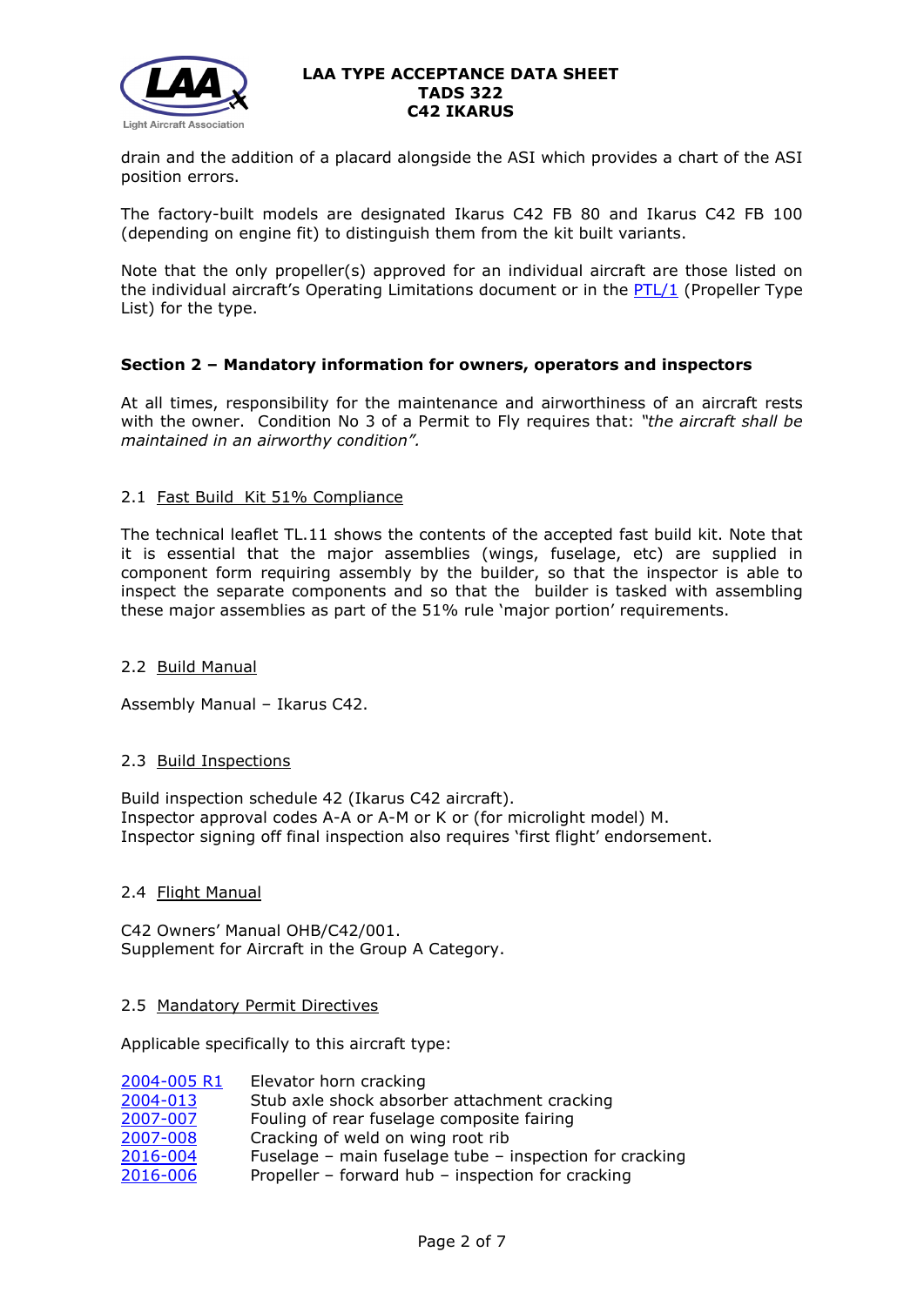drain and the addition of a placard alongside the ASI which provides a chart of the ASI position errors.

The factory-built models are designated Ikarus C42 FB 80 and Ikarus C42 FB 100 (depending on engine fit) to distinguish them from the kit built variants.

Note that the only propeller(s) approved for an individual aircraft are those listed on the individual aircraft's Operating Limitations document or in the PTL/1 (Propeller Type List) for the type.

## Section 2 – Mandatory information for owners, operators and inspectors

At all times, responsibility for the maintenance and airworthiness of an aircraft rests with the owner. Condition No 3 of a Permit to Fly requires that: *"the aircraft shall be maintained in an airworthy condition".*

### 2.1 Fast Build Kit 51% Compliance

The technical leaflet TL.11 shows the contents of the accepted fast build kit. Note that it is essential that the major assemblies (wings, fuselage, etc) are supplied in component form requiring assembly by the builder, so that the inspector is able to inspect the separate components and so that the builder is tasked with assembling these major assemblies as part of the 51% rule 'major portion' requirements.

### 2.2 Build Manual

Assembly Manual – Ikarus C42.

### 2.3 Build Inspections

Build inspection schedule 42 (Ikarus C42 aircraft).
Inspector approval codes A-A or A-M or K or (for microlight model) M.
Inspector signing off final inspection also requires 'first flight' endorsement.

### 2.4 Flight Manual

C42 Owners' Manual OHB/C42/001.
Supplement for Aircraft in the Group A Category.

### 2.5 Mandatory Permit Directives

Applicable specifically to this aircraft type:

| | |
|---|---|
| 2004-005 R1 | Elevator horn cracking |
| 2004-013 | Stub axle shock absorber attachment cracking |
| 2007-007 | Fouling of rear fuselage composite fairing |
| 2007-008 | Cracking of weld on wing root rib |
| 2016-004 | Fuselage – main fuselage tube – inspection for cracking |
| 2016-006 | Propeller – forward hub – inspection for cracking |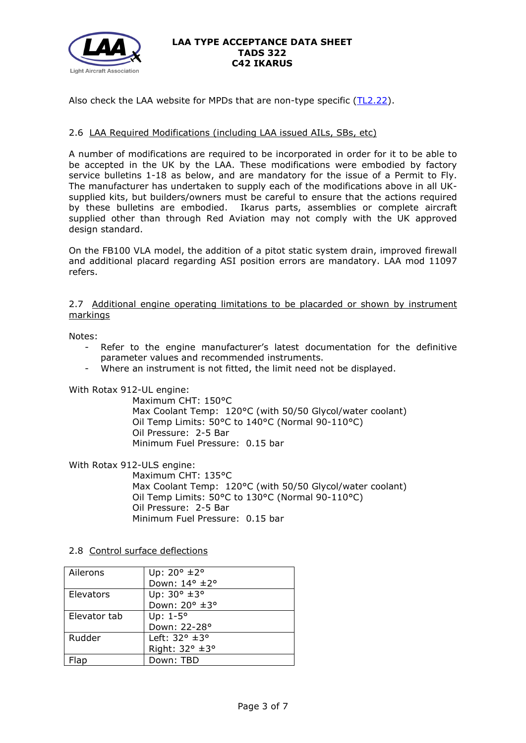Also check the LAA website for MPDs that are non-type specific (TL2.22).

### 2.6 LAA Required Modifications (including LAA issued AILs, SBs, etc)

A number of modifications are required to be incorporated in order for it to be able to be accepted in the UK by the LAA. These modifications were embodied by factory service bulletins 1-18 as below, and are mandatory for the issue of a Permit to Fly. The manufacturer has undertaken to supply each of the modifications above in all UK-supplied kits, but builders/owners must be careful to ensure that the actions required by these bulletins are embodied. Ikarus parts, assemblies or complete aircraft supplied other than through Red Aviation may not comply with the UK approved design standard.

On the FB100 VLA model, the addition of a pitot static system drain, improved firewall and additional placard regarding ASI position errors are mandatory. LAA mod 11097 refers.

### 2.7 Additional engine operating limitations to be placarded or shown by instrument markings

Notes:

- Refer to the engine manufacturer's latest documentation for the definitive parameter values and recommended instruments.
- Where an instrument is not fitted, the limit need not be displayed.

With Rotax 912-UL engine:

Maximum CHT: 150°C
Max Coolant Temp: 120°C (with 50/50 Glycol/water coolant)
Oil Temp Limits: 50°C to 140°C (Normal 90-110°C)
Oil Pressure: 2-5 Bar
Minimum Fuel Pressure: 0.15 bar

With Rotax 912-ULS engine:

Maximum CHT: 135°C
Max Coolant Temp: 120°C (with 50/50 Glycol/water coolant)
Oil Temp Limits: 50°C to 130°C (Normal 90-110°C)
Oil Pressure: 2-5 Bar
Minimum Fuel Pressure: 0.15 bar

### 2.8 Control surface deflections

| Control | Deflection |
|---|---|
| Ailerons | Up: 20° ±2°<br>Down: 14° ±2° |
| Elevators | Up: 30° ±3°<br>Down: 20° ±3° |
| Elevator tab | Up: 1-5°<br>Down: 22-28° |
| Rudder | Left: 32° ±3°<br>Right: 32° ±3° |
| Flap | Down: TBD |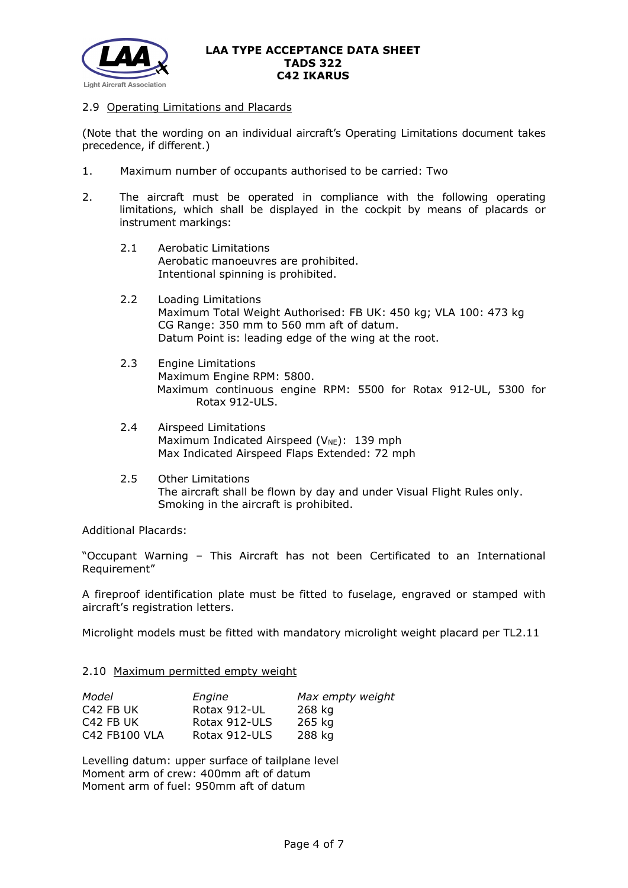### 2.9 Operating Limitations and Placards

(Note that the wording on an individual aircraft's Operating Limitations document takes precedence, if different.)

1. Maximum number of occupants authorised to be carried: Two

2. The aircraft must be operated in compliance with the following operating limitations, which shall be displayed in the cockpit by means of placards or instrument markings:

   2.1 Aerobatic Limitations
   Aerobatic manoeuvres are prohibited.
   Intentional spinning is prohibited.

   2.2 Loading Limitations
   Maximum Total Weight Authorised: FB UK: 450 kg; VLA 100: 473 kg
   CG Range: 350 mm to 560 mm aft of datum.
   Datum Point is: leading edge of the wing at the root.

   2.3 Engine Limitations
   Maximum Engine RPM: 5800.
   Maximum continuous engine RPM: 5500 for Rotax 912-UL, 5300 for Rotax 912-ULS.

   2.4 Airspeed Limitations
   Maximum Indicated Airspeed ($V_{NE}$): 139 mph
   Max Indicated Airspeed Flaps Extended: 72 mph

   2.5 Other Limitations
   The aircraft shall be flown by day and under Visual Flight Rules only.
   Smoking in the aircraft is prohibited.

Additional Placards:

"Occupant Warning – This Aircraft has not been Certificated to an International Requirement"

A fireproof identification plate must be fitted to fuselage, engraved or stamped with aircraft's registration letters.

Microlight models must be fitted with mandatory microlight weight placard per TL2.11

### 2.10 Maximum permitted empty weight

| *Model* | *Engine* | *Max empty weight* |
|---|---|---|
| C42 FB UK | Rotax 912-UL | 268 kg |
| C42 FB UK | Rotax 912-ULS | 265 kg |
| C42 FB100 VLA | Rotax 912-ULS | 288 kg |

Levelling datum: upper surface of tailplane level
Moment arm of crew: 400mm aft of datum
Moment arm of fuel: 950mm aft of datum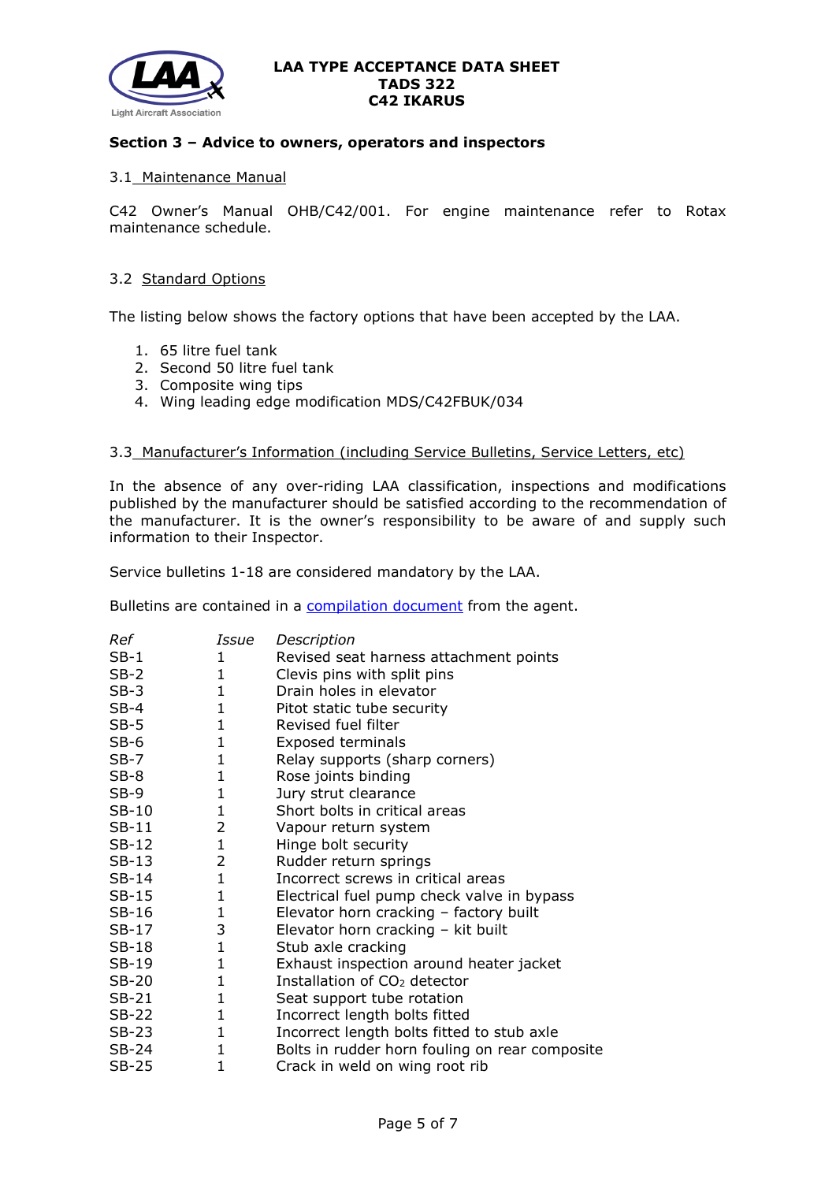## Section 3 – Advice to owners, operators and inspectors

### 3.1 Maintenance Manual

C42 Owner's Manual OHB/C42/001. For engine maintenance refer to Rotax maintenance schedule.

### 3.2 Standard Options

The listing below shows the factory options that have been accepted by the LAA.

1. 65 litre fuel tank
2. Second 50 litre fuel tank
3. Composite wing tips
4. Wing leading edge modification MDS/C42FBUK/034

### 3.3 Manufacturer's Information (including Service Bulletins, Service Letters, etc)

In the absence of any over-riding LAA classification, inspections and modifications published by the manufacturer should be satisfied according to the recommendation of the manufacturer. It is the owner's responsibility to be aware of and supply such information to their Inspector.

Service bulletins 1-18 are considered mandatory by the LAA.

Bulletins are contained in a compilation document from the agent.

| *Ref* | *Issue* | *Description* |
|---|---|---|
| SB-1 | 1 | Revised seat harness attachment points |
| SB-2 | 1 | Clevis pins with split pins |
| SB-3 | 1 | Drain holes in elevator |
| SB-4 | 1 | Pitot static tube security |
| SB-5 | 1 | Revised fuel filter |
| SB-6 | 1 | Exposed terminals |
| SB-7 | 1 | Relay supports (sharp corners) |
| SB-8 | 1 | Rose joints binding |
| SB-9 | 1 | Jury strut clearance |
| SB-10 | 1 | Short bolts in critical areas |
| SB-11 | 2 | Vapour return system |
| SB-12 | 1 | Hinge bolt security |
| SB-13 | 2 | Rudder return springs |
| SB-14 | 1 | Incorrect screws in critical areas |
| SB-15 | 1 | Electrical fuel pump check valve in bypass |
| SB-16 | 1 | Elevator horn cracking – factory built |
| SB-17 | 3 | Elevator horn cracking – kit built |
| SB-18 | 1 | Stub axle cracking |
| SB-19 | 1 | Exhaust inspection around heater jacket |
| SB-20 | 1 | Installation of $CO_2$ detector |
| SB-21 | 1 | Seat support tube rotation |
| SB-22 | 1 | Incorrect length bolts fitted |
| SB-23 | 1 | Incorrect length bolts fitted to stub axle |
| SB-24 | 1 | Bolts in rudder horn fouling on rear composite |
| SB-25 | 1 | Crack in weld on wing root rib |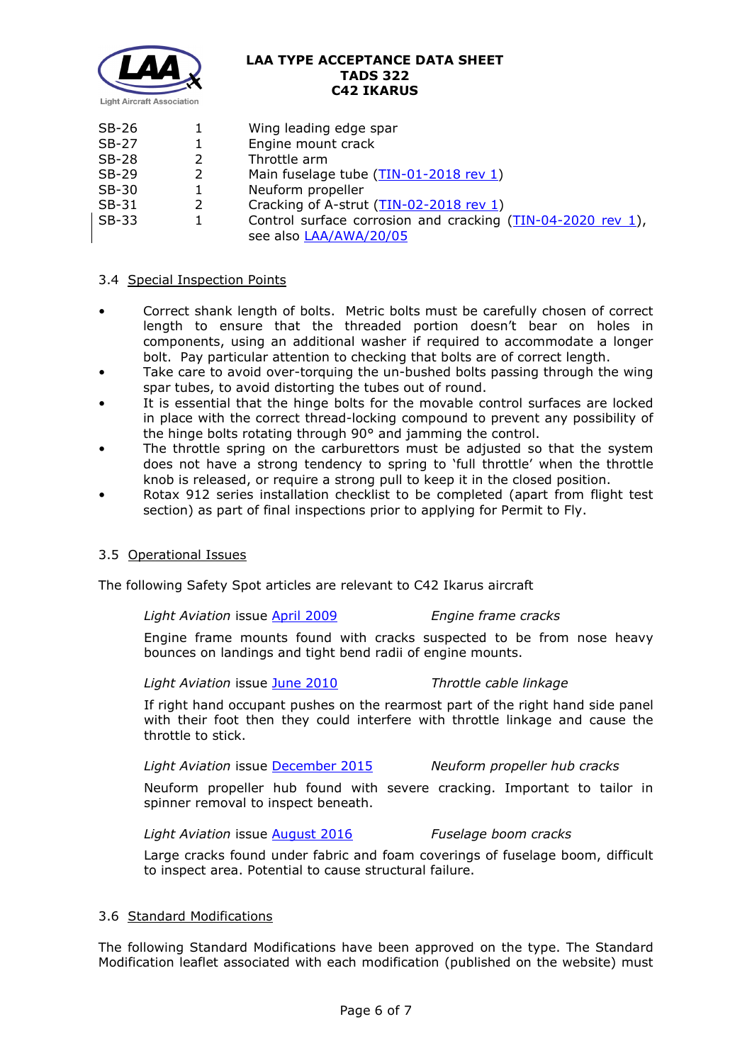| | | |
|---|---|---|
| SB-26 | 1 | Wing leading edge spar |
| SB-27 | 1 | Engine mount crack |
| SB-28 | 2 | Throttle arm |
| SB-29 | 2 | Main fuselage tube (TIN-01-2018 rev 1) |
| SB-30 | 1 | Neuform propeller |
| SB-31 | 2 | Cracking of A-strut (TIN-02-2018 rev 1) |
| SB-33 | 1 | Control surface corrosion and cracking (TIN-04-2020 rev 1), see also LAA/AWA/20/05 |

3.4 Special Inspection Points

- Correct shank length of bolts. Metric bolts must be carefully chosen of correct length to ensure that the threaded portion doesn't bear on holes in components, using an additional washer if required to accommodate a longer bolt. Pay particular attention to checking that bolts are of correct length.
- Take care to avoid over-torquing the un-bushed bolts passing through the wing spar tubes, to avoid distorting the tubes out of round.
- It is essential that the hinge bolts for the movable control surfaces are locked in place with the correct thread-locking compound to prevent any possibility of the hinge bolts rotating through 90° and jamming the control.
- The throttle spring on the carburettors must be adjusted so that the system does not have a strong tendency to spring to 'full throttle' when the throttle knob is released, or require a strong pull to keep it in the closed position.
- Rotax 912 series installation checklist to be completed (apart from flight test section) as part of final inspections prior to applying for Permit to Fly.

3.5 Operational Issues

The following Safety Spot articles are relevant to C42 Ikarus aircraft

*Light Aviation* issue April 2009 — *Engine frame cracks*

Engine frame mounts found with cracks suspected to be from nose heavy bounces on landings and tight bend radii of engine mounts.

*Light Aviation* issue June 2010 — *Throttle cable linkage*

If right hand occupant pushes on the rearmost part of the right hand side panel with their foot then they could interfere with throttle linkage and cause the throttle to stick.

*Light Aviation* issue December 2015 — *Neuform propeller hub cracks*

Neuform propeller hub found with severe cracking. Important to tailor in spinner removal to inspect beneath.

*Light Aviation* issue August 2016 — *Fuselage boom cracks*

Large cracks found under fabric and foam coverings of fuselage boom, difficult to inspect area. Potential to cause structural failure.

3.6 Standard Modifications

The following Standard Modifications have been approved on the type. The Standard Modification leaflet associated with each modification (published on the website) must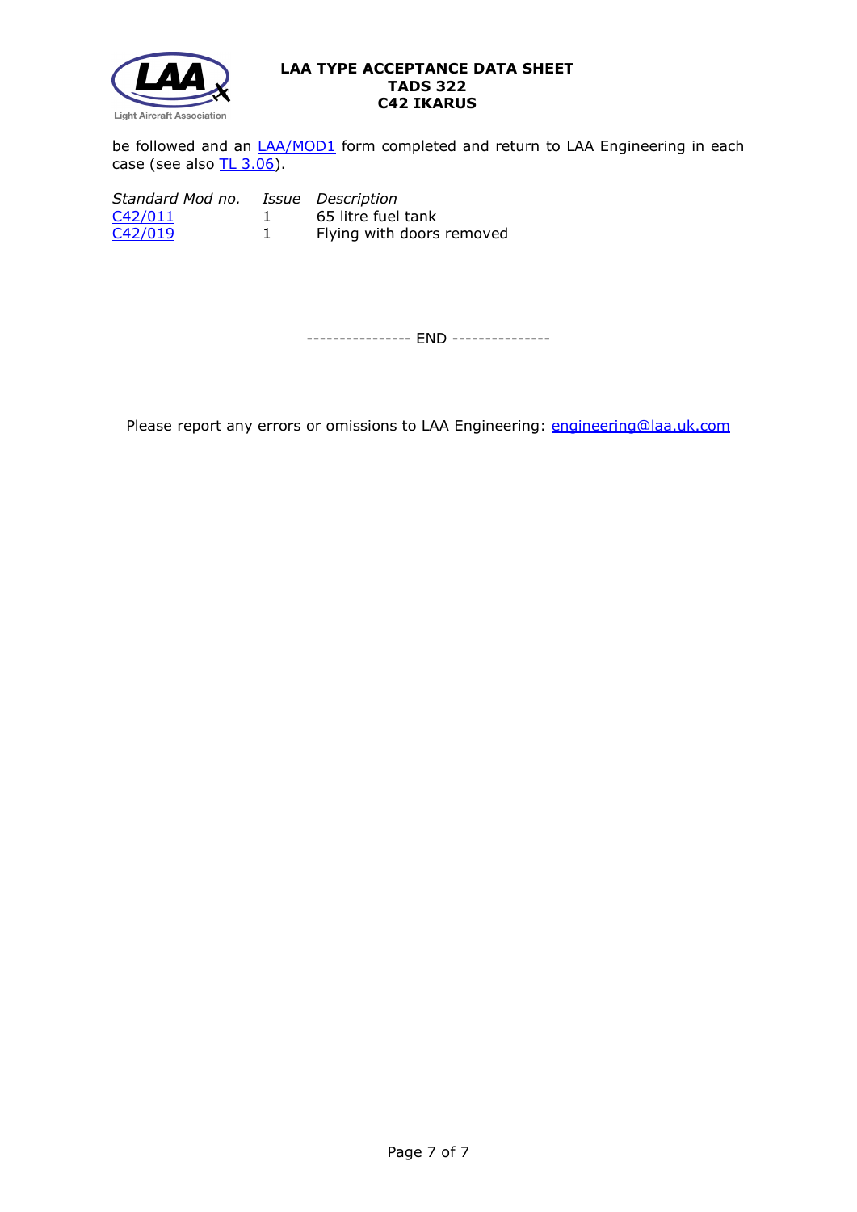be followed and an LAA/MOD1 form completed and return to LAA Engineering in each case (see also TL 3.06).

| *Standard Mod no.* | *Issue* | *Description* |
|---|---|---|
| C42/011 | 1 | 65 litre fuel tank |
| C42/019 | 1 | Flying with doors removed |

---------------- END ---------------

Please report any errors or omissions to LAA Engineering: engineering@laa.uk.com